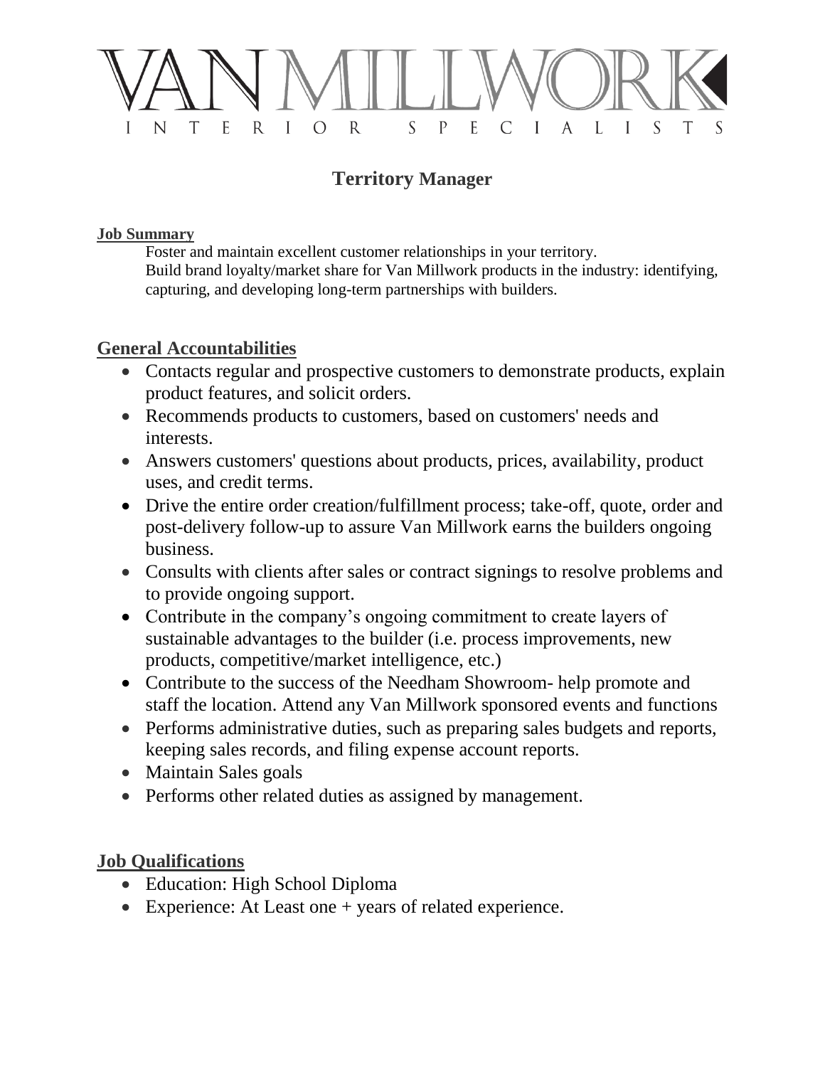# VAN MILLWORK

INTERIOR SPECIALISTS

## Territory Manager

**Job Summary**

Foster and maintain excellent customer relationships in your territory.
Build brand loyalty/market share for Van Millwork products in the industry: identifying, capturing, and developing long-term partnerships with builders.

### General Accountabilities

- Contacts regular and prospective customers to demonstrate products, explain product features, and solicit orders.
- Recommends products to customers, based on customers' needs and interests.
- Answers customers' questions about products, prices, availability, product uses, and credit terms.
- Drive the entire order creation/fulfillment process; take-off, quote, order and post-delivery follow-up to assure Van Millwork earns the builders ongoing business.
- Consults with clients after sales or contract signings to resolve problems and to provide ongoing support.
- Contribute in the company's ongoing commitment to create layers of sustainable advantages to the builder (i.e. process improvements, new products, competitive/market intelligence, etc.)
- Contribute to the success of the Needham Showroom- help promote and staff the location. Attend any Van Millwork sponsored events and functions
- Performs administrative duties, such as preparing sales budgets and reports, keeping sales records, and filing expense account reports.
- Maintain Sales goals
- Performs other related duties as assigned by management.

### Job Qualifications

- Education: High School Diploma
- Experience: At Least one + years of related experience.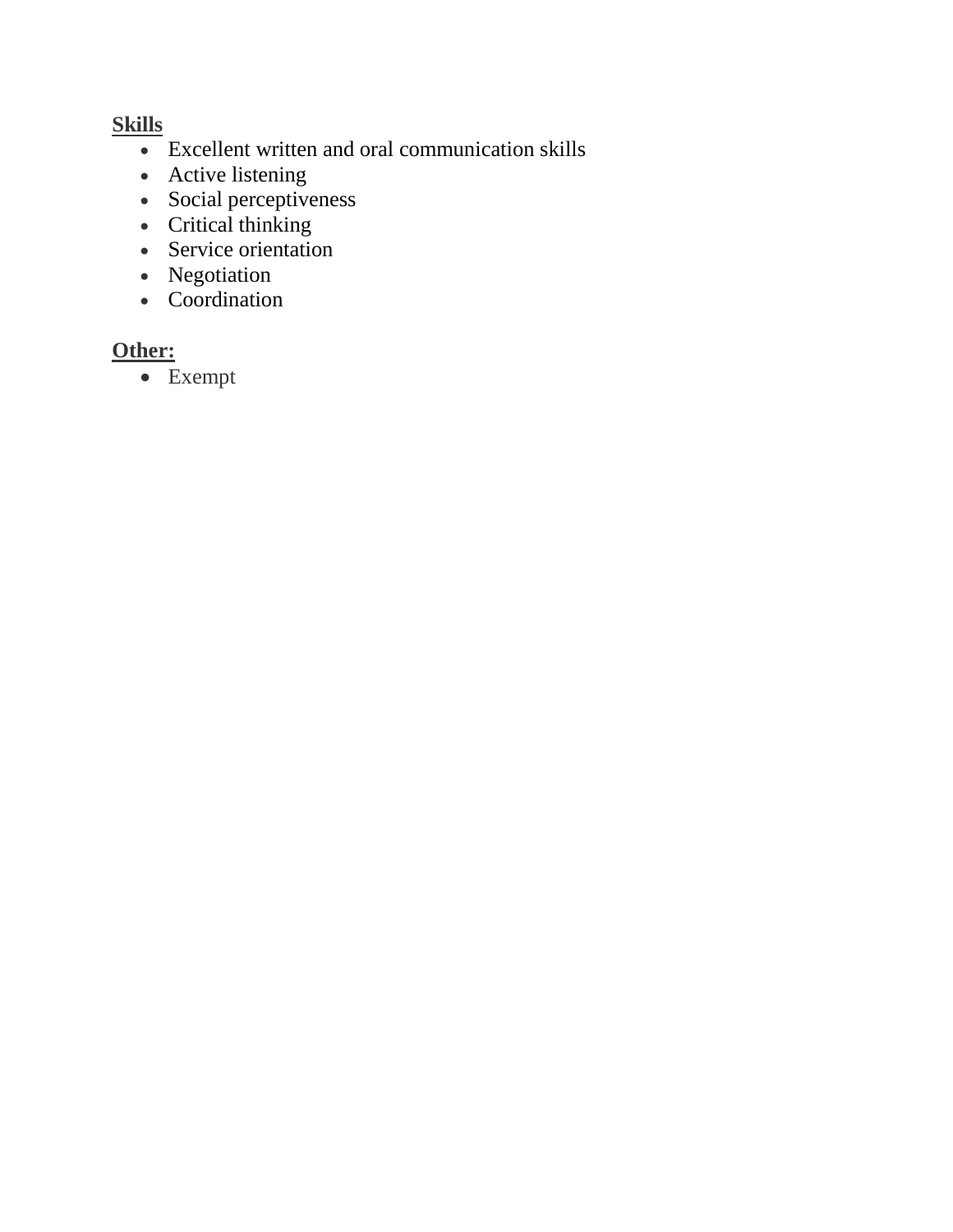**Skills**

- Excellent written and oral communication skills
- Active listening
- Social perceptiveness
- Critical thinking
- Service orientation
- Negotiation
- Coordination

**Other:**

- Exempt